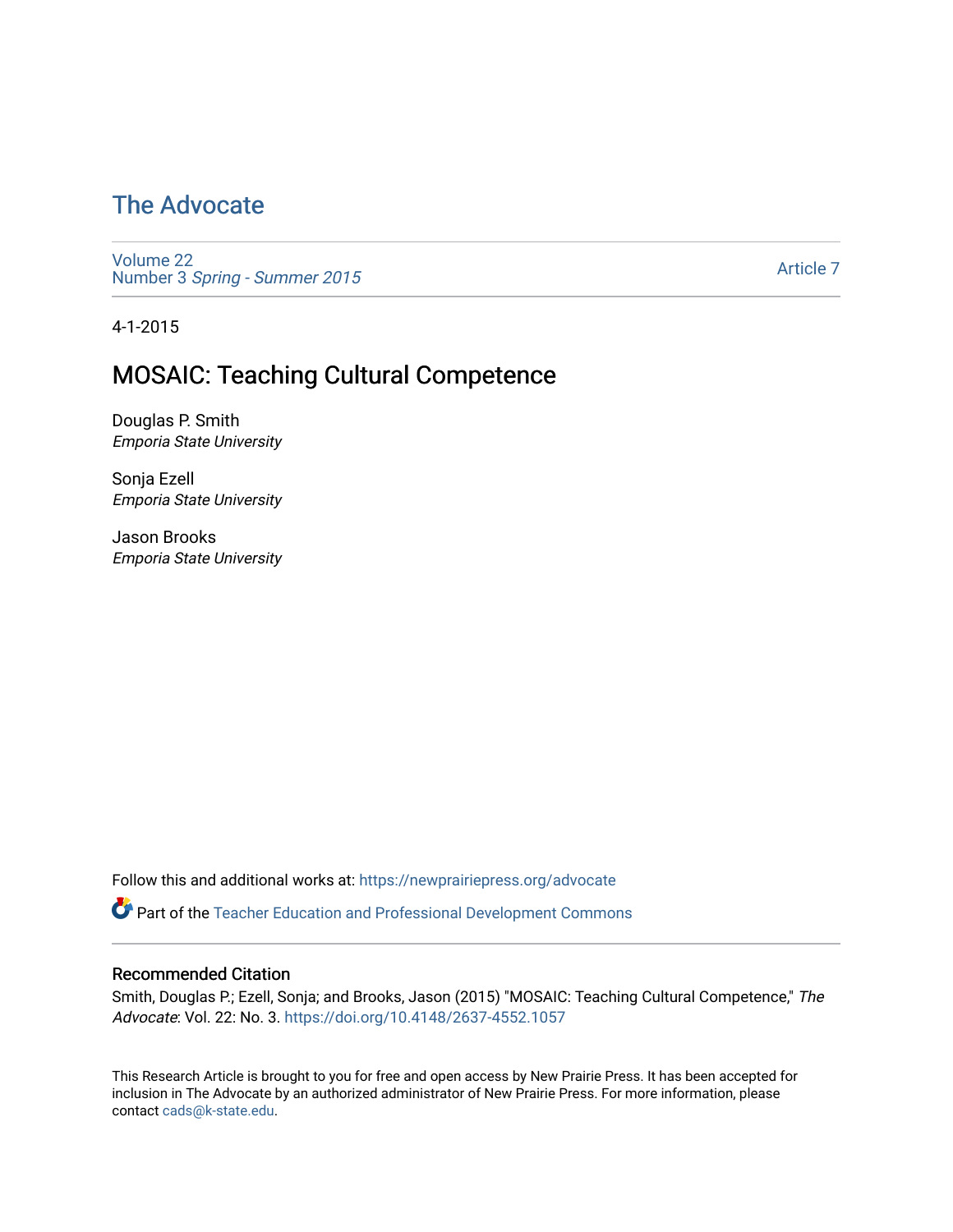# The Advocate

Volume 22
Number 3 *Spring - Summer 2015*

Article 7

4-1-2015

## MOSAIC: Teaching Cultural Competence

Douglas P. Smith
*Emporia State University*

Sonja Ezell
*Emporia State University*

Jason Brooks
*Emporia State University*

Follow this and additional works at: https://newprairiepress.org/advocate

Part of the Teacher Education and Professional Development Commons

### Recommended Citation

Smith, Douglas P.; Ezell, Sonja; and Brooks, Jason (2015) "MOSAIC: Teaching Cultural Competence," *The Advocate*: Vol. 22: No. 3. https://doi.org/10.4148/2637-4552.1057

This Research Article is brought to you for free and open access by New Prairie Press. It has been accepted for inclusion in The Advocate by an authorized administrator of New Prairie Press. For more information, please contact cads@k-state.edu.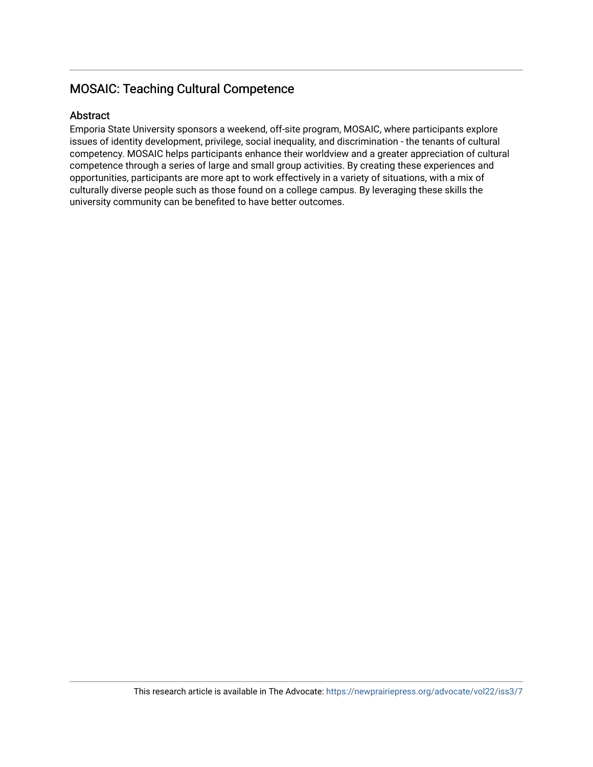## MOSAIC: Teaching Cultural Competence

### Abstract

Emporia State University sponsors a weekend, off-site program, MOSAIC, where participants explore issues of identity development, privilege, social inequality, and discrimination - the tenants of cultural competency. MOSAIC helps participants enhance their worldview and a greater appreciation of cultural competence through a series of large and small group activities. By creating these experiences and opportunities, participants are more apt to work effectively in a variety of situations, with a mix of culturally diverse people such as those found on a college campus. By leveraging these skills the university community can be benefited to have better outcomes.

This research article is available in The Advocate: https://newprairiepress.org/advocate/vol22/iss3/7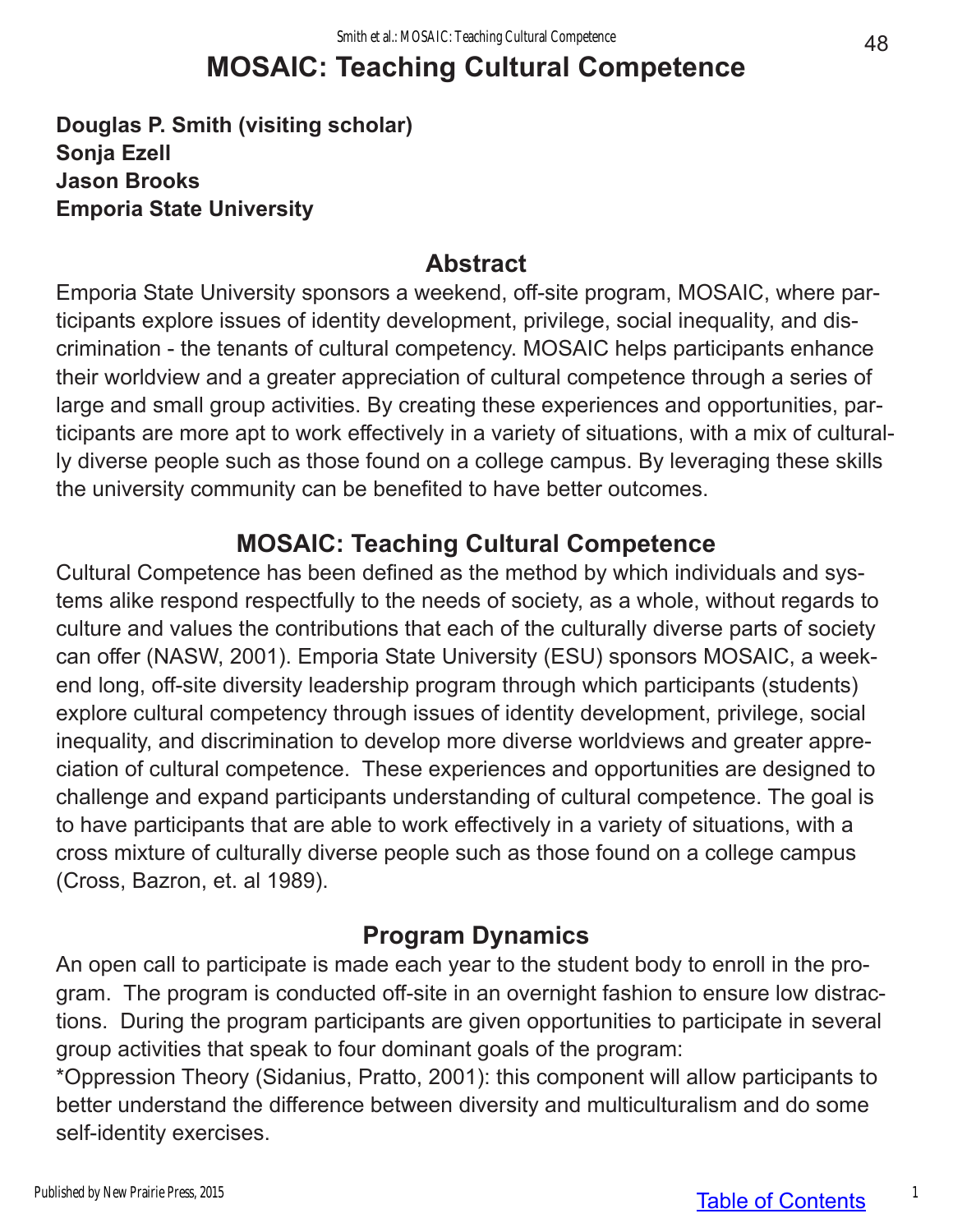# MOSAIC: Teaching Cultural Competence

**Douglas P. Smith (visiting scholar)**
**Sonja Ezell**
**Jason Brooks**
**Emporia State University**

## Abstract

Emporia State University sponsors a weekend, off-site program, MOSAIC, where participants explore issues of identity development, privilege, social inequality, and discrimination - the tenants of cultural competency. MOSAIC helps participants enhance their worldview and a greater appreciation of cultural competence through a series of large and small group activities. By creating these experiences and opportunities, participants are more apt to work effectively in a variety of situations, with a mix of culturally diverse people such as those found on a college campus. By leveraging these skills the university community can be benefited to have better outcomes.

## MOSAIC: Teaching Cultural Competence

Cultural Competence has been defined as the method by which individuals and systems alike respond respectfully to the needs of society, as a whole, without regards to culture and values the contributions that each of the culturally diverse parts of society can offer (NASW, 2001). Emporia State University (ESU) sponsors MOSAIC, a weekend long, off-site diversity leadership program through which participants (students) explore cultural competency through issues of identity development, privilege, social inequality, and discrimination to develop more diverse worldviews and greater appreciation of cultural competence. These experiences and opportunities are designed to challenge and expand participants understanding of cultural competence. The goal is to have participants that are able to work effectively in a variety of situations, with a cross mixture of culturally diverse people such as those found on a college campus (Cross, Bazron, et. al 1989).

## Program Dynamics

An open call to participate is made each year to the student body to enroll in the program. The program is conducted off-site in an overnight fashion to ensure low distractions. During the program participants are given opportunities to participate in several group activities that speak to four dominant goals of the program:

*Oppression Theory (Sidanius, Pratto, 2001): this component will allow participants to better understand the difference between diversity and multiculturalism and do some self-identity exercises.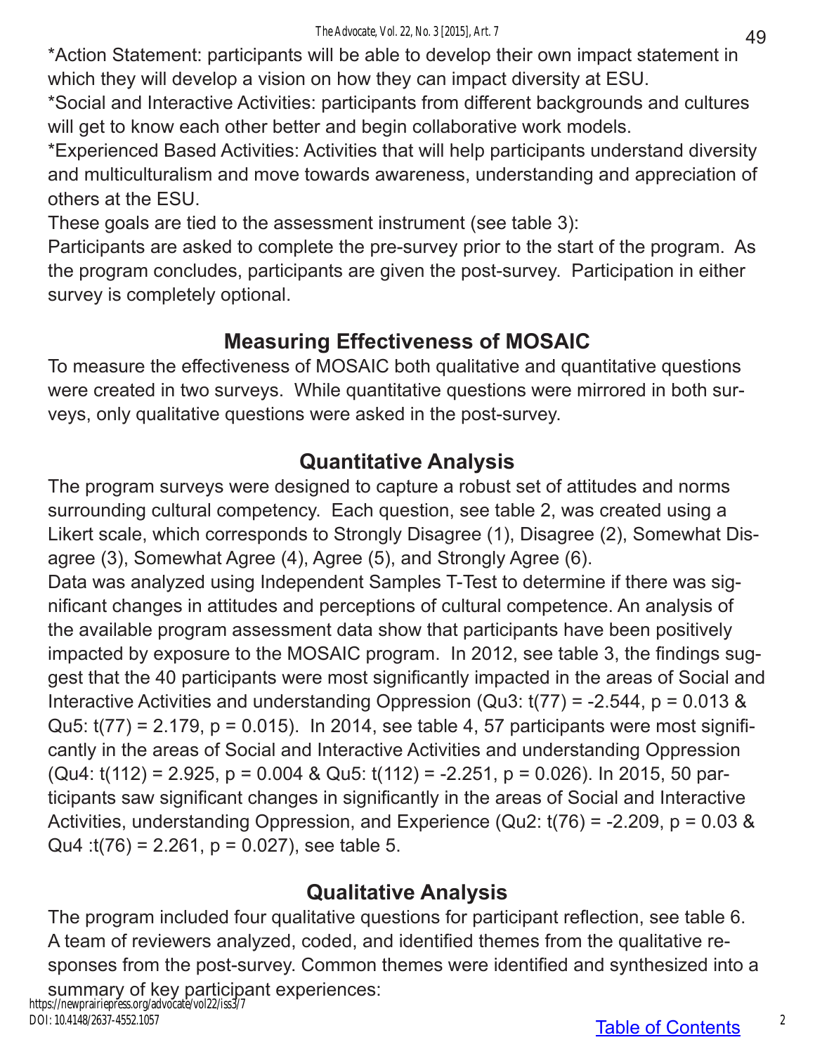*Action Statement: participants will be able to develop their own impact statement in which they will develop a vision on how they can impact diversity at ESU.

*Social and Interactive Activities: participants from different backgrounds and cultures will get to know each other better and begin collaborative work models.

*Experienced Based Activities: Activities that will help participants understand diversity and multiculturalism and move towards awareness, understanding and appreciation of others at the ESU.

These goals are tied to the assessment instrument (see table 3):

Participants are asked to complete the pre-survey prior to the start of the program. As the program concludes, participants are given the post-survey. Participation in either survey is completely optional.

## Measuring Effectiveness of MOSAIC

To measure the effectiveness of MOSAIC both qualitative and quantitative questions were created in two surveys. While quantitative questions were mirrored in both surveys, only qualitative questions were asked in the post-survey.

## Quantitative Analysis

The program surveys were designed to capture a robust set of attitudes and norms surrounding cultural competency. Each question, see table 2, was created using a Likert scale, which corresponds to Strongly Disagree (1), Disagree (2), Somewhat Disagree (3), Somewhat Agree (4), Agree (5), and Strongly Agree (6).

Data was analyzed using Independent Samples T-Test to determine if there was significant changes in attitudes and perceptions of cultural competence. An analysis of the available program assessment data show that participants have been positively impacted by exposure to the MOSAIC program. In 2012, see table 3, the findings suggest that the 40 participants were most significantly impacted in the areas of Social and Interactive Activities and understanding Oppression (Qu3: $t(77) = -2.544$, $p = 0.013$ & Qu5: $t(77) = 2.179$, $p = 0.015$). In 2014, see table 4, 57 participants were most significantly in the areas of Social and Interactive Activities and understanding Oppression (Qu4: $t(112) = 2.925$, $p = 0.004$ & Qu5: $t(112) = -2.251$, $p = 0.026$). In 2015, 50 participants saw significant changes in significantly in the areas of Social and Interactive Activities, understanding Oppression, and Experience (Qu2: $t(76) = -2.209$, $p = 0.03$ & Qu4 :$t(76) = 2.261$, $p = 0.027$), see table 5.

## Qualitative Analysis

The program included four qualitative questions for participant reflection, see table 6. A team of reviewers analyzed, coded, and identified themes from the qualitative responses from the post-survey. Common themes were identified and synthesized into a summary of key participant experiences: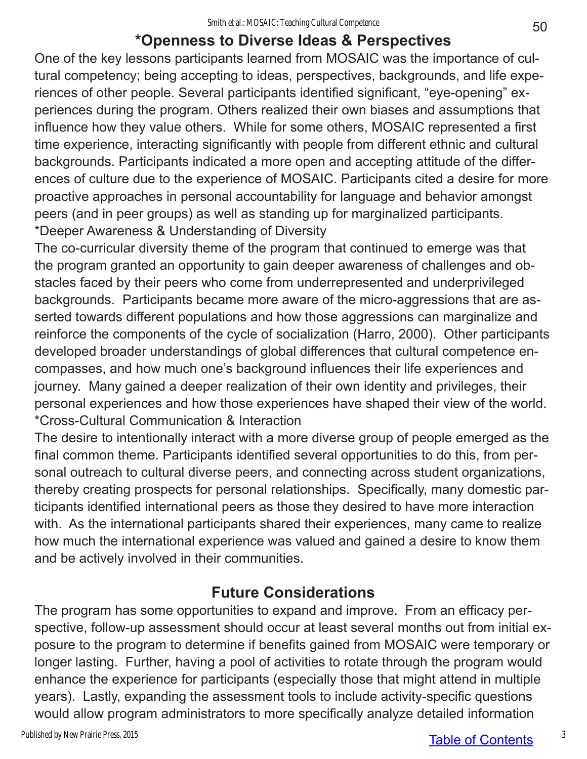## *Openness to Diverse Ideas & Perspectives

One of the key lessons participants learned from MOSAIC was the importance of cultural competency; being accepting to ideas, perspectives, backgrounds, and life experiences of other people. Several participants identified significant, "eye-opening" experiences during the program. Others realized their own biases and assumptions that influence how they value others. While for some others, MOSAIC represented a first time experience, interacting significantly with people from different ethnic and cultural backgrounds. Participants indicated a more open and accepting attitude of the differences of culture due to the experience of MOSAIC. Participants cited a desire for more proactive approaches in personal accountability for language and behavior amongst peers (and in peer groups) as well as standing up for marginalized participants.

*Deeper Awareness & Understanding of Diversity

The co-curricular diversity theme of the program that continued to emerge was that the program granted an opportunity to gain deeper awareness of challenges and obstacles faced by their peers who come from underrepresented and underprivileged backgrounds. Participants became more aware of the micro-aggressions that are asserted towards different populations and how those aggressions can marginalize and reinforce the components of the cycle of socialization (Harro, 2000). Other participants developed broader understandings of global differences that cultural competence encompasses, and how much one's background influences their life experiences and journey. Many gained a deeper realization of their own identity and privileges, their personal experiences and how those experiences have shaped their view of the world.

*Cross-Cultural Communication & Interaction

The desire to intentionally interact with a more diverse group of people emerged as the final common theme. Participants identified several opportunities to do this, from personal outreach to cultural diverse peers, and connecting across student organizations, thereby creating prospects for personal relationships. Specifically, many domestic participants identified international peers as those they desired to have more interaction with. As the international participants shared their experiences, many came to realize how much the international experience was valued and gained a desire to know them and be actively involved in their communities.

## Future Considerations

The program has some opportunities to expand and improve. From an efficacy perspective, follow-up assessment should occur at least several months out from initial exposure to the program to determine if benefits gained from MOSAIC were temporary or longer lasting. Further, having a pool of activities to rotate through the program would enhance the experience for participants (especially those that might attend in multiple years). Lastly, expanding the assessment tools to include activity-specific questions would allow program administrators to more specifically analyze detailed information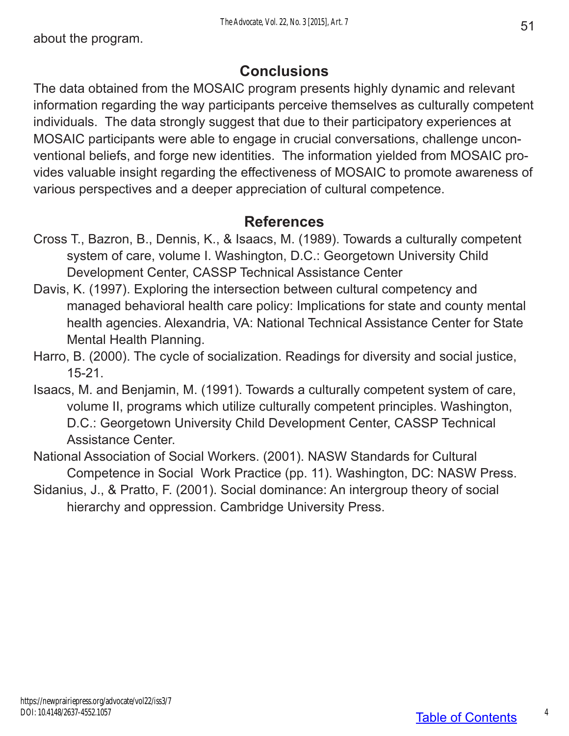about the program.

## Conclusions

The data obtained from the MOSAIC program presents highly dynamic and relevant information regarding the way participants perceive themselves as culturally competent individuals. The data strongly suggest that due to their participatory experiences at MOSAIC participants were able to engage in crucial conversations, challenge unconventional beliefs, and forge new identities. The information yielded from MOSAIC provides valuable insight regarding the effectiveness of MOSAIC to promote awareness of various perspectives and a deeper appreciation of cultural competence.

## References

Cross T., Bazron, B., Dennis, K., & Isaacs, M. (1989). Towards a culturally competent system of care, volume I. Washington, D.C.: Georgetown University Child Development Center, CASSP Technical Assistance Center

Davis, K. (1997). Exploring the intersection between cultural competency and managed behavioral health care policy: Implications for state and county mental health agencies. Alexandria, VA: National Technical Assistance Center for State Mental Health Planning.

Harro, B. (2000). The cycle of socialization. Readings for diversity and social justice, 15-21.

Isaacs, M. and Benjamin, M. (1991). Towards a culturally competent system of care, volume II, programs which utilize culturally competent principles. Washington, D.C.: Georgetown University Child Development Center, CASSP Technical Assistance Center.

National Association of Social Workers. (2001). NASW Standards for Cultural Competence in Social Work Practice (pp. 11). Washington, DC: NASW Press.

Sidanius, J., & Pratto, F. (2001). Social dominance: An intergroup theory of social hierarchy and oppression. Cambridge University Press.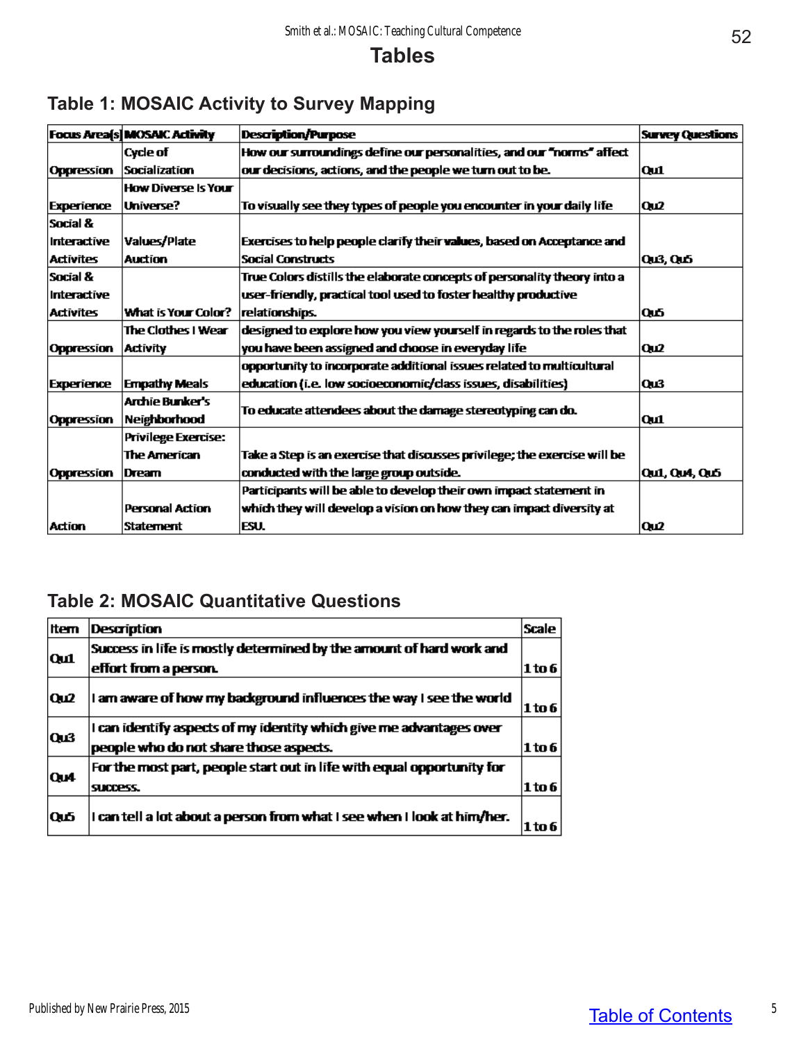# Tables

## Table 1: MOSAIC Activity to Survey Mapping

| Focus Area(s) | MOSAIC Activity | Description/Purpose | Survey Questions |
| --- | --- | --- | --- |
| Oppression | Cycle of Socialization | How our surroundings define our personalities, and our "norms" affect our decisions, actions, and the people we turn out to be. | Qu1 |
| Experience | How Diverse Is Your Universe? | To visually see they types of people you encounter in your daily life | Qu2 |
| Social & Interactive Activites | Values/Plate Auction | Exercises to help people clarify their values, based on Acceptance and Social Constructs | Qu3, Qu5 |
| Social & Interactive Activites | What is Your Color? | True Colors distills the elaborate concepts of personality theory into a user-friendly, practical tool used to foster healthy productive relationships. | Qu5 |
| Oppression | The Clothes I Wear Activity | designed to explore how you view yourself in regards to the roles that you have been assigned and choose in everyday life | Qu2 |
| Experience | Empathy Meals | opportunity to incorporate additional issues related to multicultural education (i.e. low socioeconomic/class issues, disabilities) | Qu3 |
| Oppression | Archie Bunker's Neighborhood | To educate attendees about the damage stereotyping can do. | Qu1 |
| Oppression | Privilege Exercise: The American Dream | Take a Step is an exercise that discusses privilege; the exercise will be conducted with the large group outside. | Qu1, Qu4, Qu5 |
| Action | Personal Action Statement | Participants will be able to develop their own impact statement in which they will develop a vision on how they can impact diversity at ESU. | Qu2 |

## Table 2: MOSAIC Quantitative Questions

| Item | Description | Scale |
| --- | --- | --- |
| Qu1 | Success in life is mostly determined by the amount of hard work and effort from a person. | 1 to 6 |
| Qu2 | I am aware of how my background influences the way I see the world | 1 to 6 |
| Qu3 | I can identify aspects of my identity which give me advantages over people who do not share those aspects. | 1 to 6 |
| Qu4 | For the most part, people start out in life with equal opportunity for success. | 1 to 6 |
| Qu5 | I can tell a lot about a person from what I see when I look at him/her. | 1 to 6 |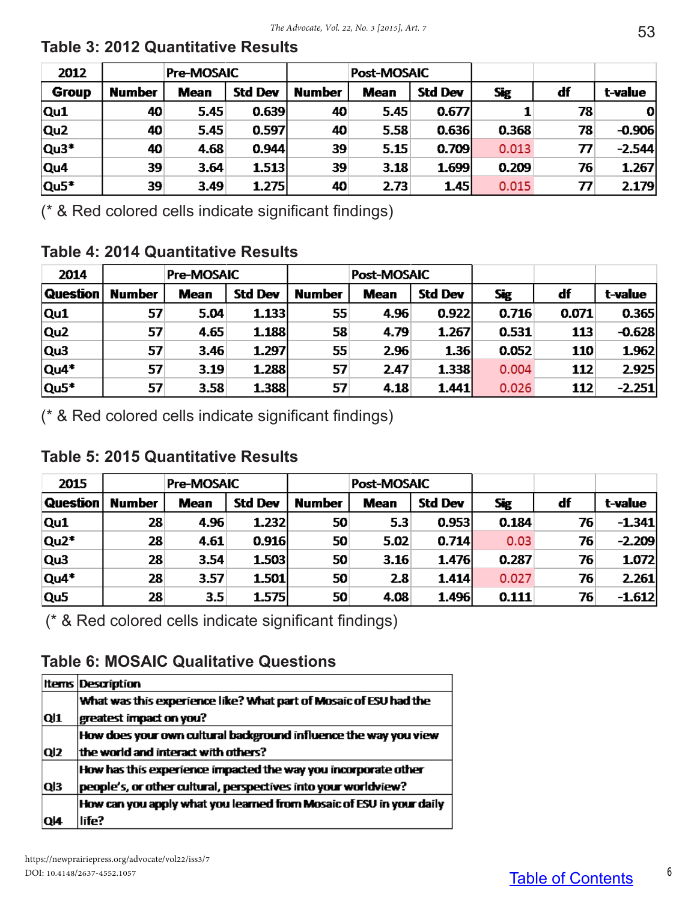**Table 3: 2012 Quantitative Results**

| 2012 | Pre-MOSAIC | | | Post-MOSAIC | | | | | |
|---|---|---|---|---|---|---|---|---|---|
| Group | Number | Mean | Std Dev | Number | Mean | Std Dev | Sig | df | t-value |
| Qu1 | 40 | 5.45 | 0.639 | 40 | 5.45 | 0.677 | 1 | 78 | 0 |
| Qu2 | 40 | 5.45 | 0.597 | 40 | 5.58 | 0.636 | 0.368 | 78 | -0.906 |
| Qu3* | 40 | 4.68 | 0.944 | 39 | 5.15 | 0.709 | 0.013 | 77 | -2.544 |
| Qu4 | 39 | 3.64 | 1.513 | 39 | 3.18 | 1.699 | 0.209 | 76 | 1.267 |
| Qu5* | 39 | 3.49 | 1.275 | 40 | 2.73 | 1.45 | 0.015 | 77 | 2.179 |

(* & Red colored cells indicate significant findings)

**Table 4: 2014 Quantitative Results**

| 2014 | Pre-MOSAIC | | | Post-MOSAIC | | | | | |
|---|---|---|---|---|---|---|---|---|---|
| Question | Number | Mean | Std Dev | Number | Mean | Std Dev | Sig | df | t-value |
| Qu1 | 57 | 5.04 | 1.133 | 55 | 4.96 | 0.922 | 0.716 | 0.071 | 0.365 |
| Qu2 | 57 | 4.65 | 1.188 | 58 | 4.79 | 1.267 | 0.531 | 113 | -0.628 |
| Qu3 | 57 | 3.46 | 1.297 | 55 | 2.96 | 1.36 | 0.052 | 110 | 1.962 |
| Qu4* | 57 | 3.19 | 1.288 | 57 | 2.47 | 1.338 | 0.004 | 112 | 2.925 |
| Qu5* | 57 | 3.58 | 1.388 | 57 | 4.18 | 1.441 | 0.026 | 112 | -2.251 |

(* & Red colored cells indicate significant findings)

**Table 5: 2015 Quantitative Results**

| 2015 | Pre-MOSAIC | | | Post-MOSAIC | | | | | |
|---|---|---|---|---|---|---|---|---|---|
| Question | Number | Mean | Std Dev | Number | Mean | Std Dev | Sig | df | t-value |
| Qu1 | 28 | 4.96 | 1.232 | 50 | 5.3 | 0.953 | 0.184 | 76 | -1.341 |
| Qu2* | 28 | 4.61 | 0.916 | 50 | 5.02 | 0.714 | 0.03 | 76 | -2.209 |
| Qu3 | 28 | 3.54 | 1.503 | 50 | 3.16 | 1.476 | 0.287 | 76 | 1.072 |
| Qu4* | 28 | 3.57 | 1.501 | 50 | 2.8 | 1.414 | 0.027 | 76 | 2.261 |
| Qu5 | 28 | 3.5 | 1.575 | 50 | 4.08 | 1.496 | 0.111 | 76 | -1.612 |

(* & Red colored cells indicate significant findings)

**Table 6: MOSAIC Qualitative Questions**

| Items | Description |
|---|---|
| Ql1 | What was this experience like? What part of Mosaic of ESU had the greatest impact on you? |
| Ql2 | How does your own cultural background influence the way you view the world and interact with others? |
| Ql3 | How has this experience impacted the way you incorporate other people's, or other cultural, perspectives into your worldview? |
| Ql4 | How can you apply what you learned from Mosaic of ESU in your daily life? |